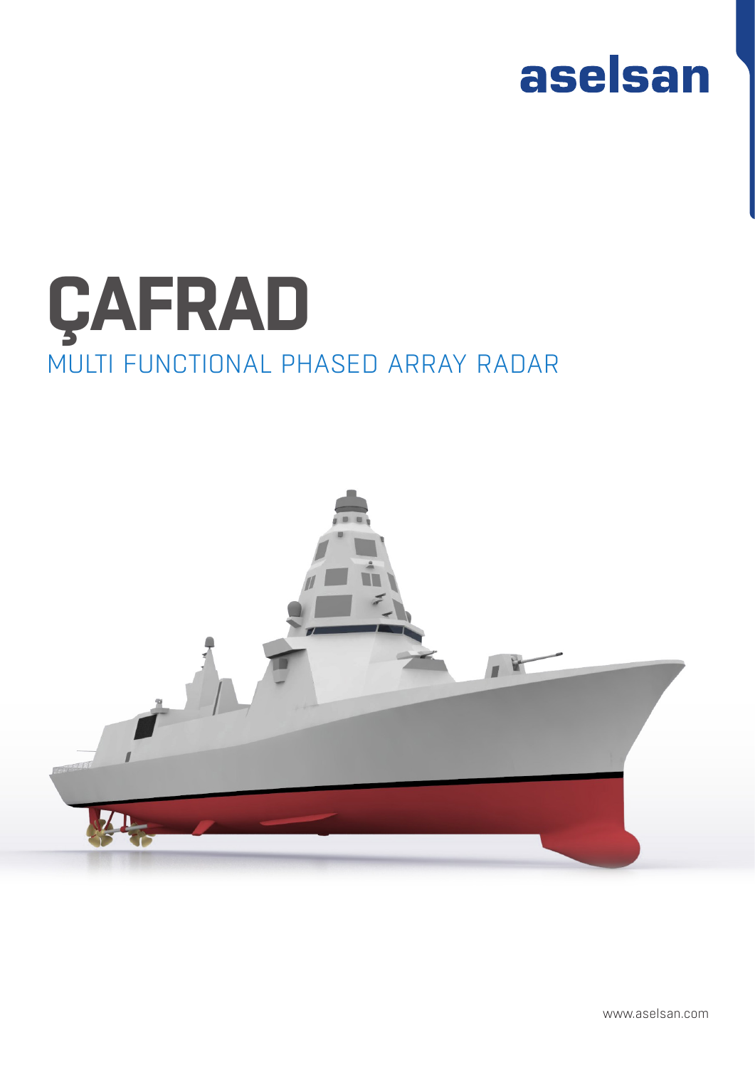aselsan

# ÇAFRAD

## MULTI FUNCTIONAL PHASED ARRAY RADAR

www.aselsan.com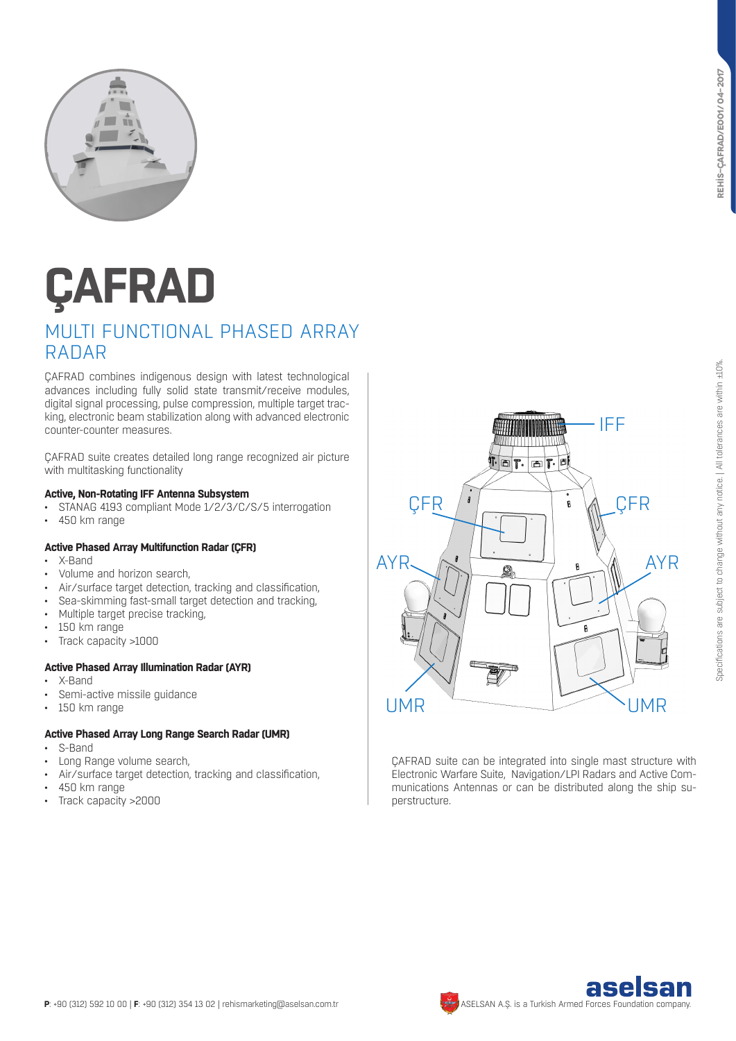# ÇAFRAD

## MULTI FUNCTIONAL PHASED ARRAY RADAR

ÇAFRAD combines indigenous design with latest technological advances including fully solid state transmit/receive modules, digital signal processing, pulse compression, multiple target tracking, electronic beam stabilization along with advanced electronic counter-counter measures.

ÇAFRAD suite creates detailed long range recognized air picture with multitasking functionality

**Active, Non-Rotating IFF Antenna Subsystem**

- STANAG 4193 compliant Mode 1/2/3/C/S/5 interrogation
- 450 km range

**Active Phased Array Multifunction Radar (ÇFR)**

- X-Band
- Volume and horizon search,
- Air/surface target detection, tracking and classification,
- Sea-skimming fast-small target detection and tracking,
- Multiple target precise tracking,
- 150 km range
- Track capacity >1000

**Active Phased Array Illumination Radar (AYR)**

- X-Band
- Semi-active missile guidance
- 150 km range

**Active Phased Array Long Range Search Radar (UMR)**

- S-Band
- Long Range volume search,
- Air/surface target detection, tracking and classification,
- 450 km range
- Track capacity >2000

IFF

ÇFR

ÇFR

AYR

AYR

UMR

UMR

ÇAFRAD suite can be integrated into single mast structure with Electronic Warfare Suite, Navigation/LPI Radars and Active Communications Antennas or can be distributed along the ship superstructure.

Specifications are subject to change without any notice. | All tolerances are within ±10%.

REHİS–ÇAFRAD/E001/ 04-2017

**P**: +90 (312) 592 10 00 | **F**: +90 (312) 354 13 02 | rehismarketing@aselsan.com.tr

aselsan

ASELSAN A.Ş. is a Turkish Armed Forces Foundation company.